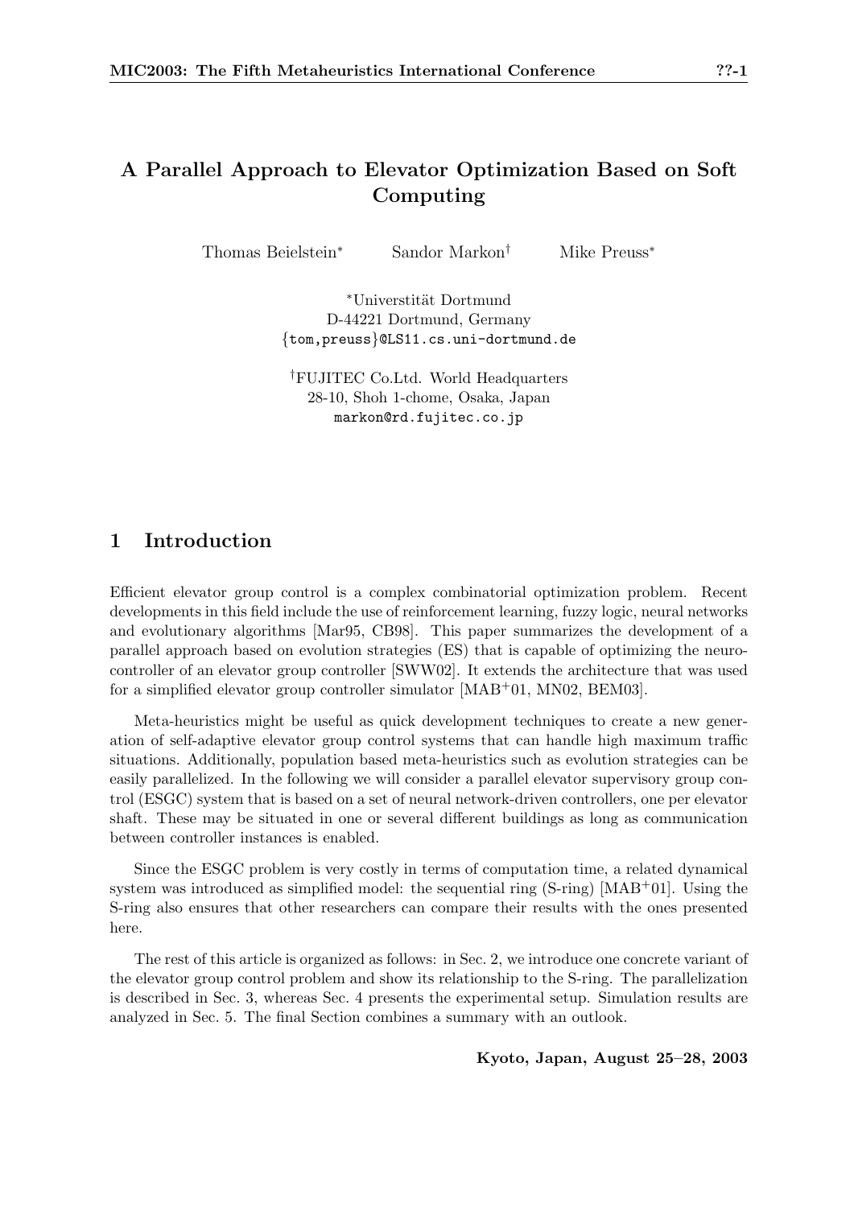# A Parallel Approach to Elevator Optimization Based on Soft Computing

Thomas Beielstein[*] Sandor Markon[†] Mike Preuss[*]

[*]Universität Dortmund
D-44221 Dortmund, Germany
{tom,preuss}@LS11.cs.uni-dortmund.de

[†]FUJITEC Co.Ltd. World Headquarters
28-10, Shoh 1-chome, Osaka, Japan
markon@rd.fujitec.co.jp

## 1 Introduction

Efficient elevator group control is a complex combinatorial optimization problem. Recent developments in this field include the use of reinforcement learning, fuzzy logic, neural networks and evolutionary algorithms [Mar95, CB98]. This paper summarizes the development of a parallel approach based on evolution strategies (ES) that is capable of optimizing the neuro-controller of an elevator group controller [SWW02]. It extends the architecture that was used for a simplified elevator group controller simulator [MAB+01, MN02, BEM03].

Meta-heuristics might be useful as quick development techniques to create a new generation of self-adaptive elevator group control systems that can handle high maximum traffic situations. Additionally, population based meta-heuristics such as evolution strategies can be easily parallelized. In the following we will consider a parallel elevator supervisory group control (ESGC) system that is based on a set of neural network-driven controllers, one per elevator shaft. These may be situated in one or several different buildings as long as communication between controller instances is enabled.

Since the ESGC problem is very costly in terms of computation time, a related dynamical system was introduced as simplified model: the sequential ring (S-ring) [MAB+01]. Using the S-ring also ensures that other researchers can compare their results with the ones presented here.

The rest of this article is organized as follows: in Sec. 2, we introduce one concrete variant of the elevator group control problem and show its relationship to the S-ring. The parallelization is described in Sec. 3, whereas Sec. 4 presents the experimental setup. Simulation results are analyzed in Sec. 5. The final Section combines a summary with an outlook.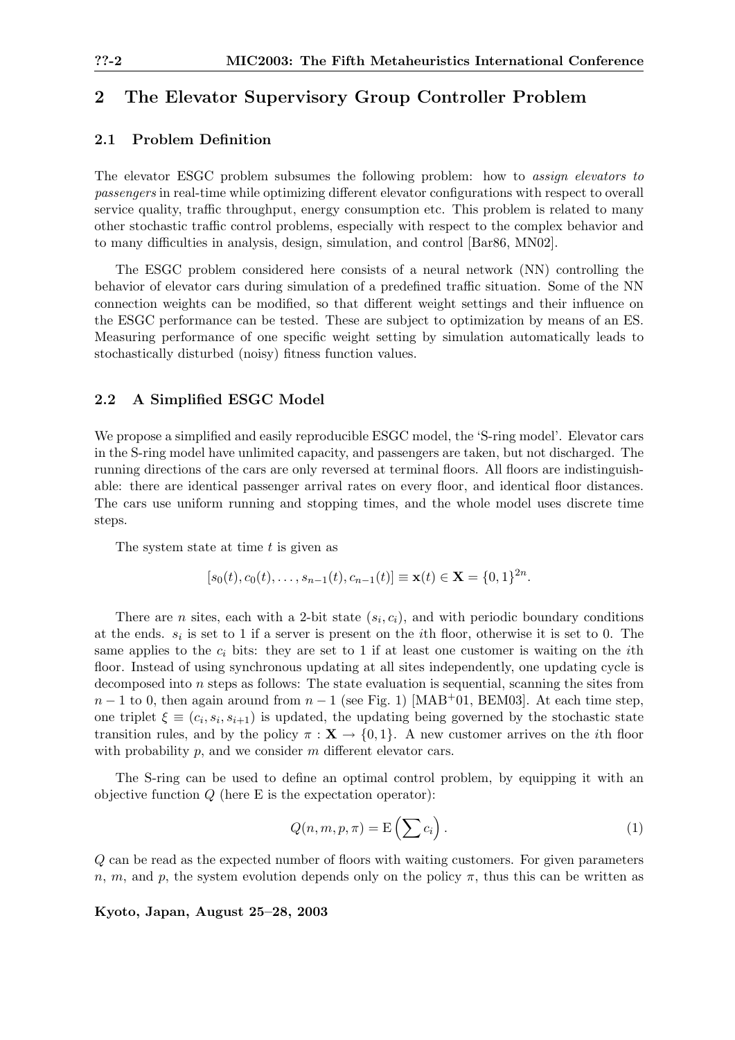## 2 The Elevator Supervisory Group Controller Problem

### 2.1 Problem Definition

The elevator ESGC problem subsumes the following problem: how to *assign elevators to passengers* in real-time while optimizing different elevator configurations with respect to overall service quality, traffic throughput, energy consumption etc. This problem is related to many other stochastic traffic control problems, especially with respect to the complex behavior and to many difficulties in analysis, design, simulation, and control [Bar86, MN02].

The ESGC problem considered here consists of a neural network (NN) controlling the behavior of elevator cars during simulation of a predefined traffic situation. Some of the NN connection weights can be modified, so that different weight settings and their influence on the ESGC performance can be tested. These are subject to optimization by means of an ES. Measuring performance of one specific weight setting by simulation automatically leads to stochastically disturbed (noisy) fitness function values.

### 2.2 A Simplified ESGC Model

We propose a simplified and easily reproducible ESGC model, the 'S-ring model'. Elevator cars in the S-ring model have unlimited capacity, and passengers are taken, but not discharged. The running directions of the cars are only reversed at terminal floors. All floors are indistinguishable: there are identical passenger arrival rates on every floor, and identical floor distances. The cars use uniform running and stopping times, and the whole model uses discrete time steps.

The system state at time $t$ is given as

$$[s_0(t), c_0(t), \ldots, s_{n-1}(t), c_{n-1}(t)] \equiv \mathbf{x}(t) \in \mathbf{X} = \{0,1\}^{2n}.$$

There are $n$ sites, each with a 2-bit state $(s_i, c_i)$, and with periodic boundary conditions at the ends. $s_i$ is set to 1 if a server is present on the $i$th floor, otherwise it is set to 0. The same applies to the $c_i$ bits: they are set to 1 if at least one customer is waiting on the $i$th floor. Instead of using synchronous updating at all sites independently, one updating cycle is decomposed into $n$ steps as follows: The state evaluation is sequential, scanning the sites from $n-1$ to 0, then again around from $n-1$ (see Fig. 1) [MAB+01, BEM03]. At each time step, one triplet $\xi \equiv (c_i, s_i, s_{i+1})$ is updated, the updating being governed by the stochastic state transition rules, and by the policy $\pi : \mathbf{X} \rightarrow \{0,1\}$. A new customer arrives on the $i$th floor with probability $p$, and we consider $m$ different elevator cars.

The S-ring can be used to define an optimal control problem, by equipping it with an objective function $Q$ (here E is the expectation operator):

$$Q(n, m, p, \pi) = \mathrm{E}\left(\sum c_i\right). \tag{1}$$

$Q$ can be read as the expected number of floors with waiting customers. For given parameters $n$, $m$, and $p$, the system evolution depends only on the policy $\pi$, thus this can be written as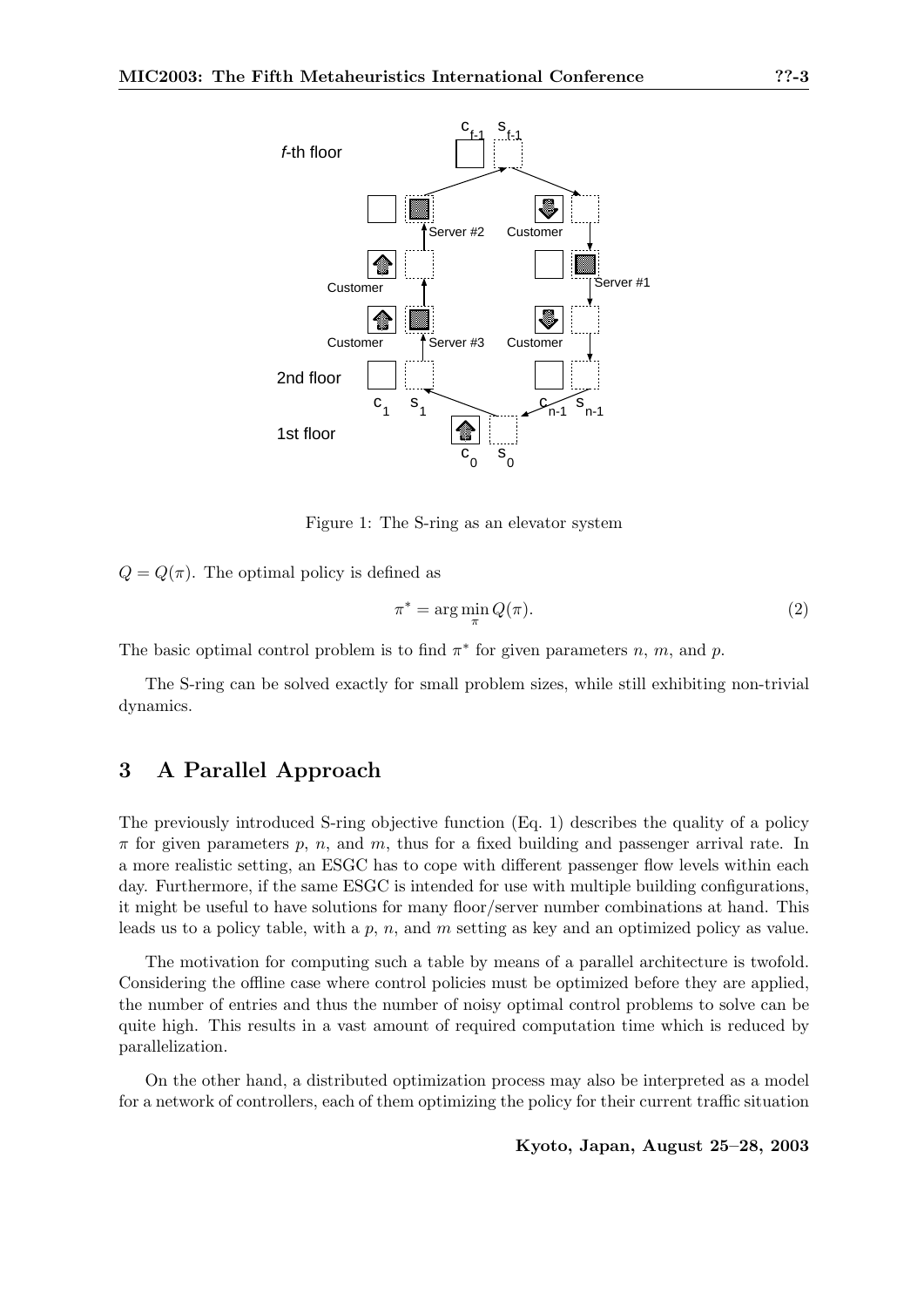Figure 1: The S-ring as an elevator system

$Q = Q(\pi)$. The optimal policy is defined as

$$\pi^* = \arg\min_{\pi} Q(\pi). \tag{2}$$

The basic optimal control problem is to find $\pi^*$ for given parameters $n$, $m$, and $p$.

The S-ring can be solved exactly for small problem sizes, while still exhibiting non-trivial dynamics.

# 3 A Parallel Approach

The previously introduced S-ring objective function (Eq. 1) describes the quality of a policy $\pi$ for given parameters $p$, $n$, and $m$, thus for a fixed building and passenger arrival rate. In a more realistic setting, an ESGC has to cope with different passenger flow levels within each day. Furthermore, if the same ESGC is intended for use with multiple building configurations, it might be useful to have solutions for many floor/server number combinations at hand. This leads us to a policy table, with a $p$, $n$, and $m$ setting as key and an optimized policy as value.

The motivation for computing such a table by means of a parallel architecture is twofold. Considering the offline case where control policies must be optimized before they are applied, the number of entries and thus the number of noisy optimal control problems to solve can be quite high. This results in a vast amount of required computation time which is reduced by parallelization.

On the other hand, a distributed optimization process may also be interpreted as a model for a network of controllers, each of them optimizing the policy for their current traffic situation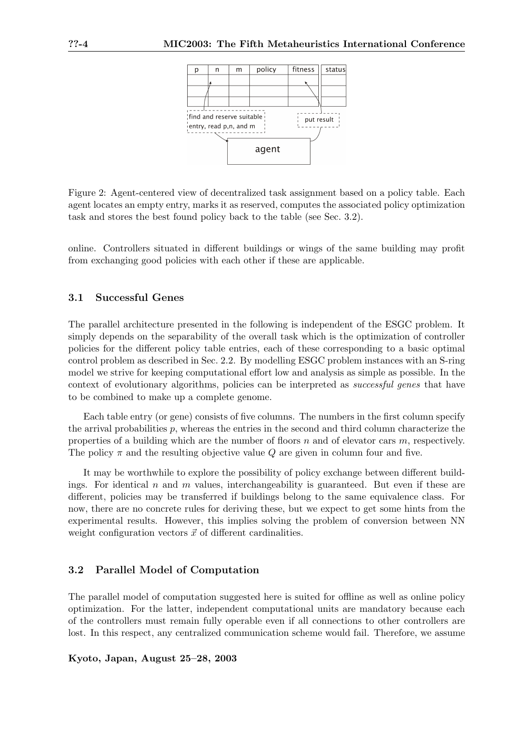Figure 2: Agent-centered view of decentralized task assignment based on a policy table. Each agent locates an empty entry, marks it as reserved, computes the associated policy optimization task and stores the best found policy back to the table (see Sec. 3.2).

online. Controllers situated in different buildings or wings of the same building may profit from exchanging good policies with each other if these are applicable.

### 3.1 Successful Genes

The parallel architecture presented in the following is independent of the ESGC problem. It simply depends on the separability of the overall task which is the optimization of controller policies for the different policy table entries, each of these corresponding to a basic optimal control problem as described in Sec. 2.2. By modelling ESGC problem instances with an S-ring model we strive for keeping computational effort low and analysis as simple as possible. In the context of evolutionary algorithms, policies can be interpreted as *successful genes* that have to be combined to make up a complete genome.

Each table entry (or gene) consists of five columns. The numbers in the first column specify the arrival probabilities $p$, whereas the entries in the second and third column characterize the properties of a building which are the number of floors $n$ and of elevator cars $m$, respectively. The policy $\pi$ and the resulting objective value $Q$ are given in column four and five.

It may be worthwhile to explore the possibility of policy exchange between different buildings. For identical $n$ and $m$ values, interchangeability is guaranteed. But even if these are different, policies may be transferred if buildings belong to the same equivalence class. For now, there are no concrete rules for deriving these, but we expect to get some hints from the experimental results. However, this implies solving the problem of conversion between NN weight configuration vectors $\vec{x}$ of different cardinalities.

### 3.2 Parallel Model of Computation

The parallel model of computation suggested here is suited for offline as well as online policy optimization. For the latter, independent computational units are mandatory because each of the controllers must remain fully operable even if all connections to other controllers are lost. In this respect, any centralized communication scheme would fail. Therefore, we assume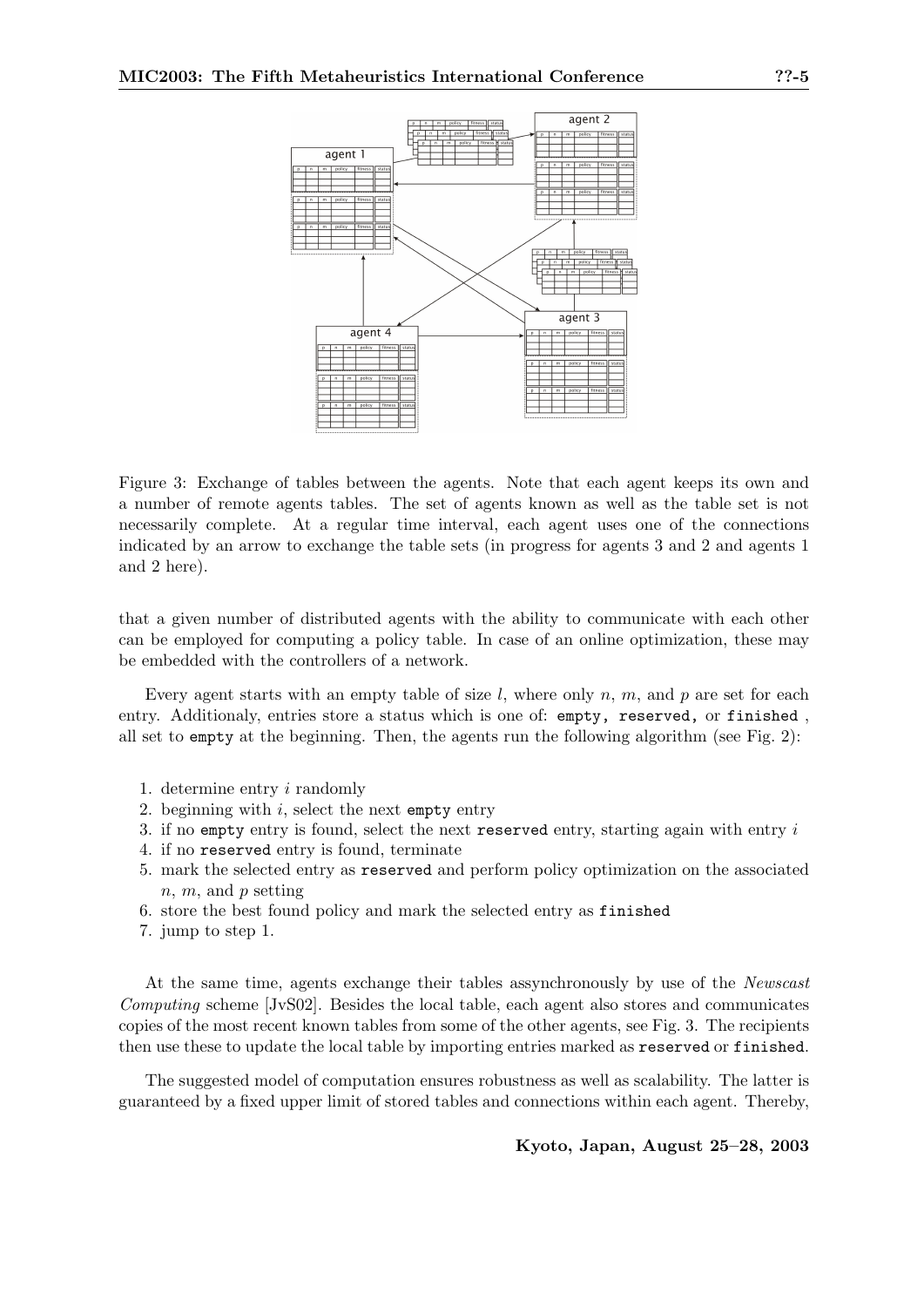Figure 3: Exchange of tables between the agents. Note that each agent keeps its own and a number of remote agents tables. The set of agents known as well as the table set is not necessarily complete. At a regular time interval, each agent uses one of the connections indicated by an arrow to exchange the table sets (in progress for agents 3 and 2 and agents 1 and 2 here).

that a given number of distributed agents with the ability to communicate with each other can be employed for computing a policy table. In case of an online optimization, these may be embedded with the controllers of a network.

Every agent starts with an empty table of size $l$, where only $n$, $m$, and $p$ are set for each entry. Additionaly, entries store a status which is one of: `empty`, `reserved`, or `finished` , all set to `empty` at the beginning. Then, the agents run the following algorithm (see Fig. 2):

1. determine entry $i$ randomly
2. beginning with $i$, select the next `empty` entry
3. if no `empty` entry is found, select the next `reserved` entry, starting again with entry $i$
4. if no `reserved` entry is found, terminate
5. mark the selected entry as `reserved` and perform policy optimization on the associated $n$, $m$, and $p$ setting
6. store the best found policy and mark the selected entry as `finished`
7. jump to step 1.

At the same time, agents exchange their tables assynchronously by use of the *Newscast Computing* scheme [JvS02]. Besides the local table, each agent also stores and communicates copies of the most recent known tables from some of the other agents, see Fig. 3. The recipients then use these to update the local table by importing entries marked as `reserved` or `finished`.

The suggested model of computation ensures robustness as well as scalability. The latter is guaranteed by a fixed upper limit of stored tables and connections within each agent. Thereby,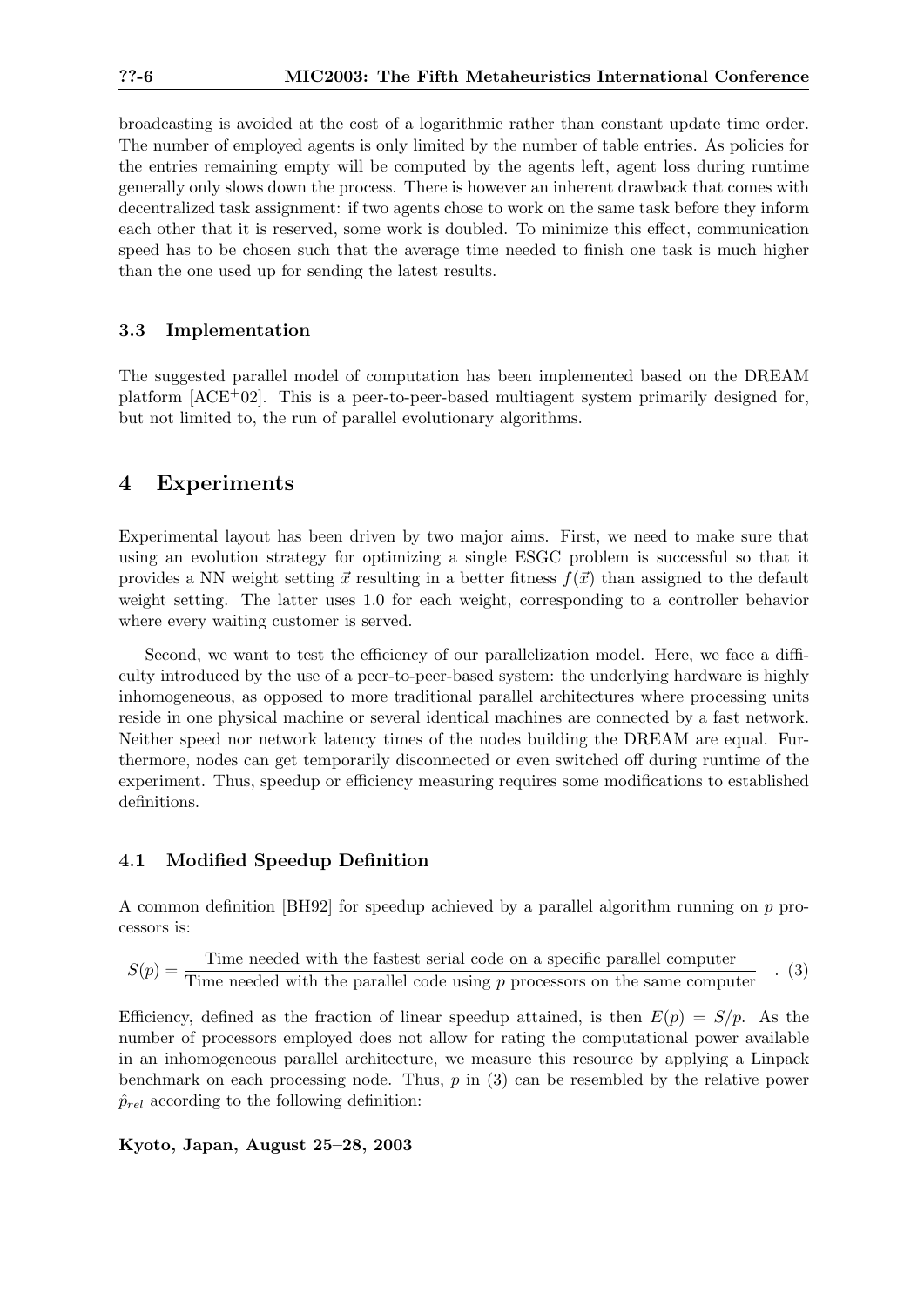broadcasting is avoided at the cost of a logarithmic rather than constant update time order. The number of employed agents is only limited by the number of table entries. As policies for the entries remaining empty will be computed by the agents left, agent loss during runtime generally only slows down the process. There is however an inherent drawback that comes with decentralized task assignment: if two agents chose to work on the same task before they inform each other that it is reserved, some work is doubled. To minimize this effect, communication speed has to be chosen such that the average time needed to finish one task is much higher than the one used up for sending the latest results.

### 3.3 Implementation

The suggested parallel model of computation has been implemented based on the DREAM platform [ACE+02]. This is a peer-to-peer-based multiagent system primarily designed for, but not limited to, the run of parallel evolutionary algorithms.

## 4 Experiments

Experimental layout has been driven by two major aims. First, we need to make sure that using an evolution strategy for optimizing a single ESGC problem is successful so that it provides a NN weight setting $\vec{x}$ resulting in a better fitness $f(\vec{x})$ than assigned to the default weight setting. The latter uses 1.0 for each weight, corresponding to a controller behavior where every waiting customer is served.

Second, we want to test the efficiency of our parallelization model. Here, we face a difficulty introduced by the use of a peer-to-peer-based system: the underlying hardware is highly inhomogeneous, as opposed to more traditional parallel architectures where processing units reside in one physical machine or several identical machines are connected by a fast network. Neither speed nor network latency times of the nodes building the DREAM are equal. Furthermore, nodes can get temporarily disconnected or even switched off during runtime of the experiment. Thus, speedup or efficiency measuring requires some modifications to established definitions.

### 4.1 Modified Speedup Definition

A common definition [BH92] for speedup achieved by a parallel algorithm running on $p$ processors is:

$$S(p) = \frac{\text{Time needed with the fastest serial code on a specific parallel computer}}{\text{Time needed with the parallel code using } p \text{ processors on the same computer}} \quad . \quad (3)$$

Efficiency, defined as the fraction of linear speedup attained, is then $E(p) = S/p$. As the number of processors employed does not allow for rating the computational power available in an inhomogeneous parallel architecture, we measure this resource by applying a Linpack benchmark on each processing node. Thus, $p$ in (3) can be resembled by the relative power $\hat{p}_{rel}$ according to the following definition: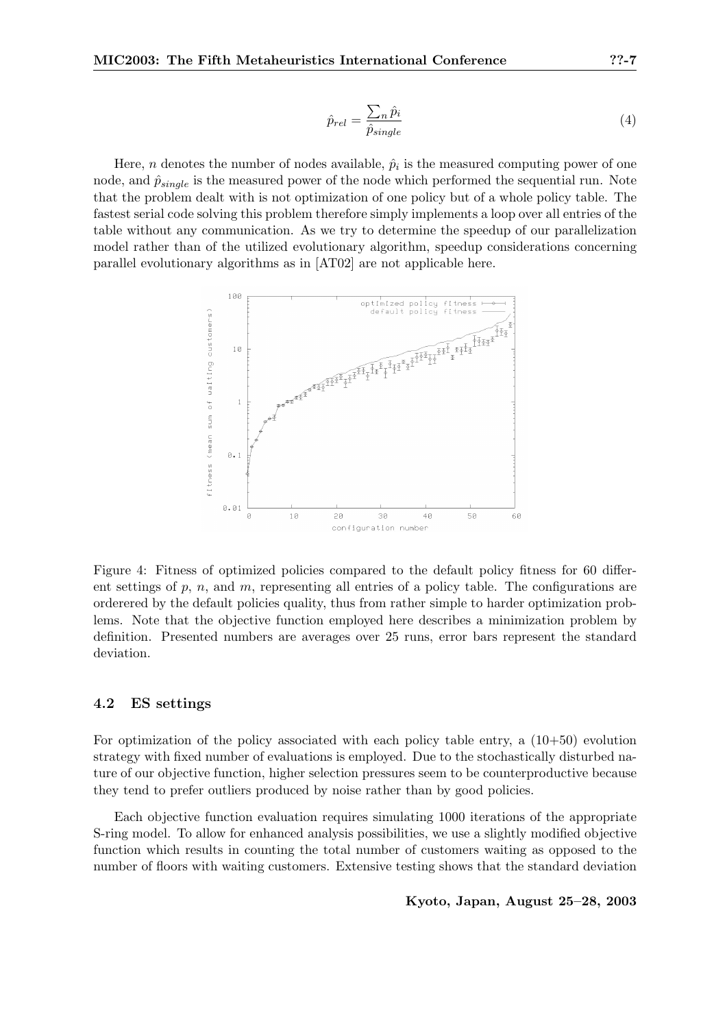$$\hat{p}_{rel} = \frac{\sum_n \hat{p}_i}{\hat{p}_{single}} \quad (4)$$

Here, $n$ denotes the number of nodes available, $\hat{p}_i$ is the measured computing power of one node, and $\hat{p}_{single}$ is the measured power of the node which performed the sequential run. Note that the problem dealt with is not optimization of one policy but of a whole policy table. The fastest serial code solving this problem therefore simply implements a loop over all entries of the table without any communication. As we try to determine the speedup of our parallelization model rather than of the utilized evolutionary algorithm, speedup considerations concerning parallel evolutionary algorithms as in [AT02] are not applicable here.

Figure 4: Fitness of optimized policies compared to the default policy fitness for 60 different settings of $p$, $n$, and $m$, representing all entries of a policy table. The configurations are orderered by the default policies quality, thus from rather simple to harder optimization problems. Note that the objective function employed here describes a minimization problem by definition. Presented numbers are averages over 25 runs, error bars represent the standard deviation.

### 4.2 ES settings

For optimization of the policy associated with each policy table entry, a (10+50) evolution strategy with fixed number of evaluations is employed. Due to the stochastically disturbed nature of our objective function, higher selection pressures seem to be counterproductive because they tend to prefer outliers produced by noise rather than by good policies.

Each objective function evaluation requires simulating 1000 iterations of the appropriate S-ring model. To allow for enhanced analysis possibilities, we use a slightly modified objective function which results in counting the total number of customers waiting as opposed to the number of floors with waiting customers. Extensive testing shows that the standard deviation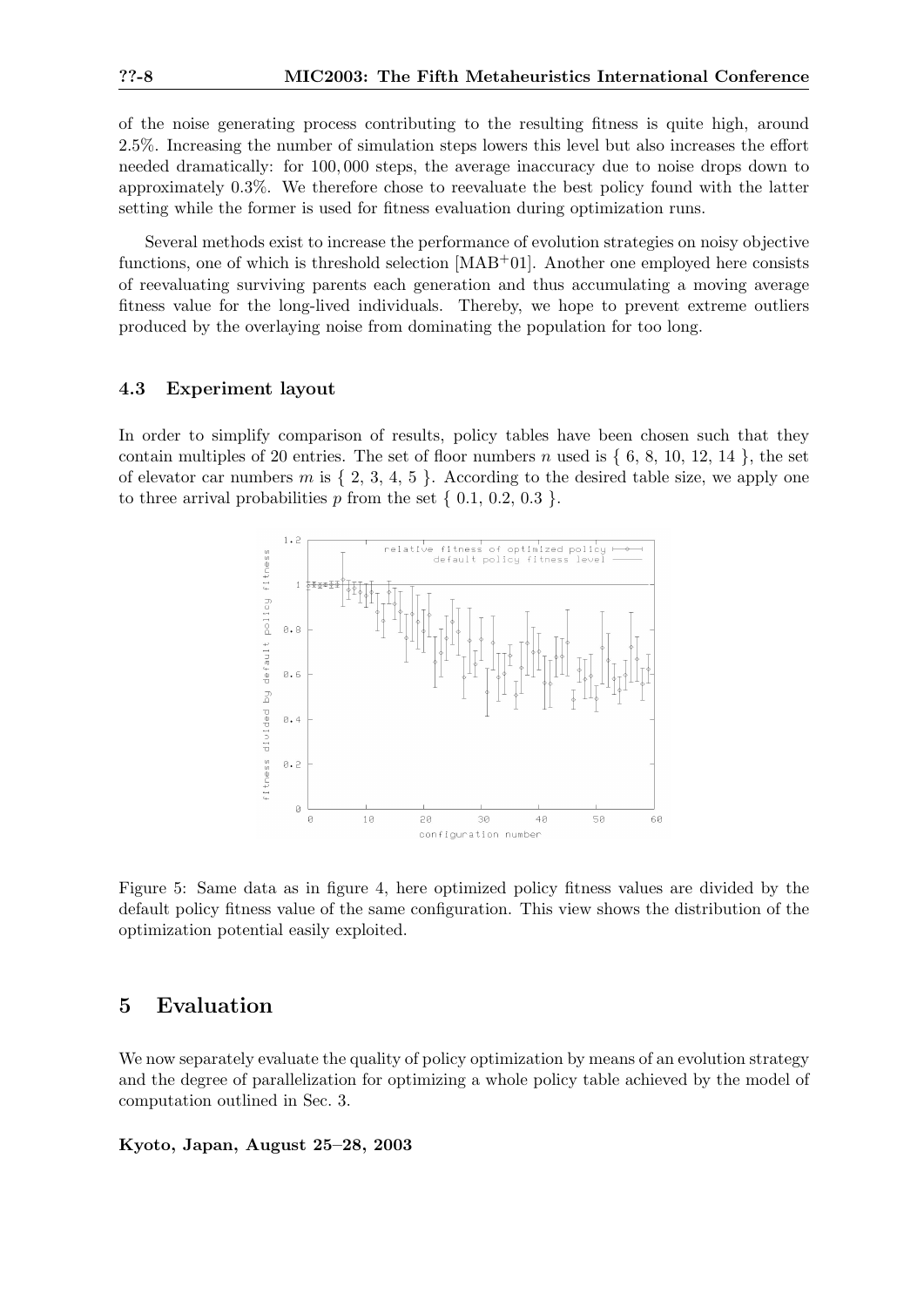of the noise generating process contributing to the resulting fitness is quite high, around 2.5%. Increasing the number of simulation steps lowers this level but also increases the effort needed dramatically: for 100,000 steps, the average inaccuracy due to noise drops down to approximately 0.3%. We therefore chose to reevaluate the best policy found with the latter setting while the former is used for fitness evaluation during optimization runs.

Several methods exist to increase the performance of evolution strategies on noisy objective functions, one of which is threshold selection [MAB+01]. Another one employed here consists of reevaluating surviving parents each generation and thus accumulating a moving average fitness value for the long-lived individuals. Thereby, we hope to prevent extreme outliers produced by the overlaying noise from dominating the population for too long.

### 4.3 Experiment layout

In order to simplify comparison of results, policy tables have been chosen such that they contain multiples of 20 entries. The set of floor numbers $n$ used is $\{ 6, 8, 10, 12, 14 \}$, the set of elevator car numbers $m$ is $\{ 2, 3, 4, 5 \}$. According to the desired table size, we apply one to three arrival probabilities $p$ from the set $\{ 0.1, 0.2, 0.3 \}$.

Figure 5: Same data as in figure 4, here optimized policy fitness values are divided by the default policy fitness value of the same configuration. This view shows the distribution of the optimization potential easily exploited.

## 5 Evaluation

We now separately evaluate the quality of policy optimization by means of an evolution strategy and the degree of parallelization for optimizing a whole policy table achieved by the model of computation outlined in Sec. 3.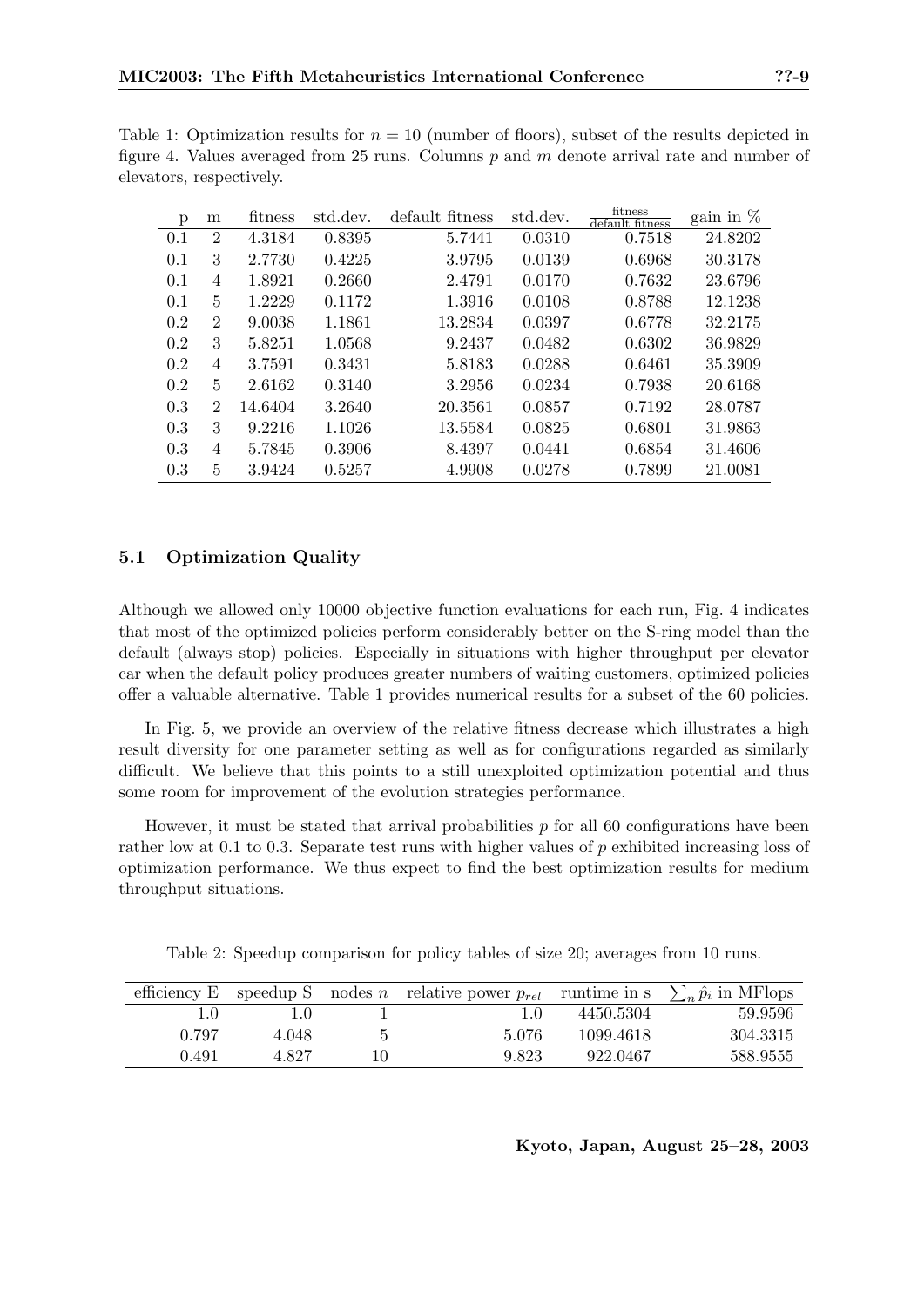Table 1: Optimization results for $n = 10$ (number of floors), subset of the results depicted in figure 4. Values averaged from 25 runs. Columns $p$ and $m$ denote arrival rate and number of elevators, respectively.

| p | m | fitness | std.dev. | default fitness | std.dev. | $\frac{\text{fitness}}{\text{default fitness}}$ | gain in % |
|---|---|---|---|---|---|---|---|
| 0.1 | 2 | 4.3184 | 0.8395 | 5.7441 | 0.0310 | 0.7518 | 24.8202 |
| 0.1 | 3 | 2.7730 | 0.4225 | 3.9795 | 0.0139 | 0.6968 | 30.3178 |
| 0.1 | 4 | 1.8921 | 0.2660 | 2.4791 | 0.0170 | 0.7632 | 23.6796 |
| 0.1 | 5 | 1.2229 | 0.1172 | 1.3916 | 0.0108 | 0.8788 | 12.1238 |
| 0.2 | 2 | 9.0038 | 1.1861 | 13.2834 | 0.0397 | 0.6778 | 32.2175 |
| 0.2 | 3 | 5.8251 | 1.0568 | 9.2437 | 0.0482 | 0.6302 | 36.9829 |
| 0.2 | 4 | 3.7591 | 0.3431 | 5.8183 | 0.0288 | 0.6461 | 35.3909 |
| 0.2 | 5 | 2.6162 | 0.3140 | 3.2956 | 0.0234 | 0.7938 | 20.6168 |
| 0.3 | 2 | 14.6404 | 3.2640 | 20.3561 | 0.0857 | 0.7192 | 28.0787 |
| 0.3 | 3 | 9.2216 | 1.1026 | 13.5584 | 0.0825 | 0.6801 | 31.9863 |
| 0.3 | 4 | 5.7845 | 0.3906 | 8.4397 | 0.0441 | 0.6854 | 31.4606 |
| 0.3 | 5 | 3.9424 | 0.5257 | 4.9908 | 0.0278 | 0.7899 | 21.0081 |

### 5.1 Optimization Quality

Although we allowed only 10000 objective function evaluations for each run, Fig. 4 indicates that most of the optimized policies perform considerably better on the S-ring model than the default (always stop) policies. Especially in situations with higher throughput per elevator car when the default policy produces greater numbers of waiting customers, optimized policies offer a valuable alternative. Table 1 provides numerical results for a subset of the 60 policies.

In Fig. 5, we provide an overview of the relative fitness decrease which illustrates a high result diversity for one parameter setting as well as for configurations regarded as similarly difficult. We believe that this points to a still unexploited optimization potential and thus some room for improvement of the evolution strategies performance.

However, it must be stated that arrival probabilities $p$ for all 60 configurations have been rather low at 0.1 to 0.3. Separate test runs with higher values of $p$ exhibited increasing loss of optimization performance. We thus expect to find the best optimization results for medium throughput situations.

Table 2: Speedup comparison for policy tables of size 20; averages from 10 runs.

| efficiency E | speedup S | nodes $n$ | relative power $p_{rel}$ | runtime in s | $\sum_n \hat{p}_i$ in MFlops |
|---|---|---|---|---|---|
| 1.0 | 1.0 | 1 | 1.0 | 4450.5304 | 59.9596 |
| 0.797 | 4.048 | 5 | 5.076 | 1099.4618 | 304.3315 |
| 0.491 | 4.827 | 10 | 9.823 | 922.0467 | 588.9555 |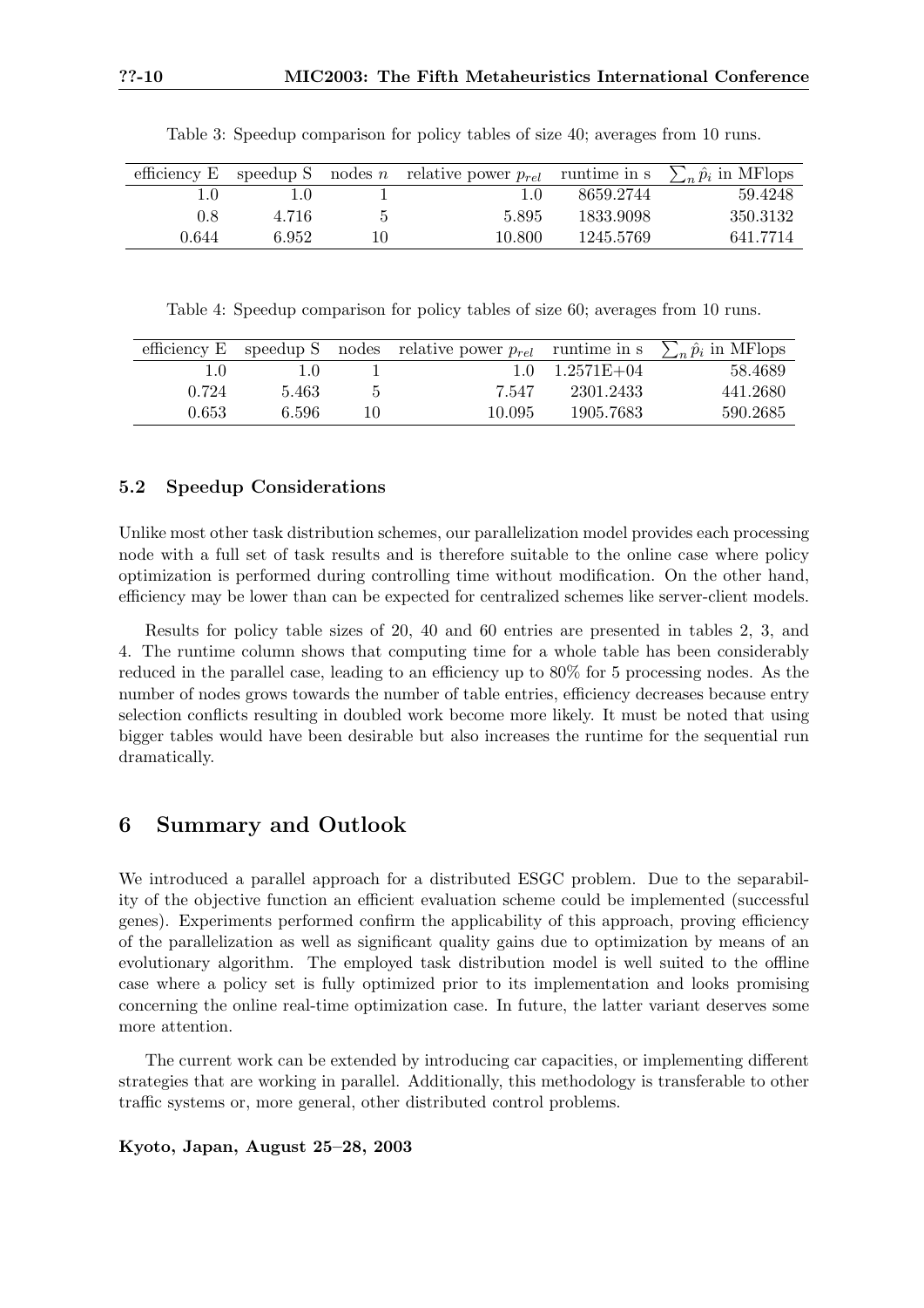Table 3: Speedup comparison for policy tables of size 40; averages from 10 runs.

| efficiency E | speedup S | nodes $n$ | relative power $p_{rel}$ | runtime in s | $\sum_n \hat{p}_i$ in MFlops |
|---|---|---|---|---|---|
| 1.0 | 1.0 | 1 | 1.0 | 8659.2744 | 59.4248 |
| 0.8 | 4.716 | 5 | 5.895 | 1833.9098 | 350.3132 |
| 0.644 | 6.952 | 10 | 10.800 | 1245.5769 | 641.7714 |

Table 4: Speedup comparison for policy tables of size 60; averages from 10 runs.

| efficiency E | speedup S | nodes | relative power $p_{rel}$ | runtime in s | $\sum_n \hat{p}_i$ in MFlops |
|---|---|---|---|---|---|
| 1.0 | 1.0 | 1 | 1.0 | 1.2571E+04 | 58.4689 |
| 0.724 | 5.463 | 5 | 7.547 | 2301.2433 | 441.2680 |
| 0.653 | 6.596 | 10 | 10.095 | 1905.7683 | 590.2685 |

### 5.2 Speedup Considerations

Unlike most other task distribution schemes, our parallelization model provides each processing node with a full set of task results and is therefore suitable to the online case where policy optimization is performed during controlling time without modification. On the other hand, efficiency may be lower than can be expected for centralized schemes like server-client models.

Results for policy table sizes of 20, 40 and 60 entries are presented in tables 2, 3, and 4. The runtime column shows that computing time for a whole table has been considerably reduced in the parallel case, leading to an efficiency up to 80% for 5 processing nodes. As the number of nodes grows towards the number of table entries, efficiency decreases because entry selection conflicts resulting in doubled work become more likely. It must be noted that using bigger tables would have been desirable but also increases the runtime for the sequential run dramatically.

## 6 Summary and Outlook

We introduced a parallel approach for a distributed ESGC problem. Due to the separability of the objective function an efficient evaluation scheme could be implemented (successful genes). Experiments performed confirm the applicability of this approach, proving efficiency of the parallelization as well as significant quality gains due to optimization by means of an evolutionary algorithm. The employed task distribution model is well suited to the offline case where a policy set is fully optimized prior to its implementation and looks promising concerning the online real-time optimization case. In future, the latter variant deserves some more attention.

The current work can be extended by introducing car capacities, or implementing different strategies that are working in parallel. Additionally, this methodology is transferable to other traffic systems or, more general, other distributed control problems.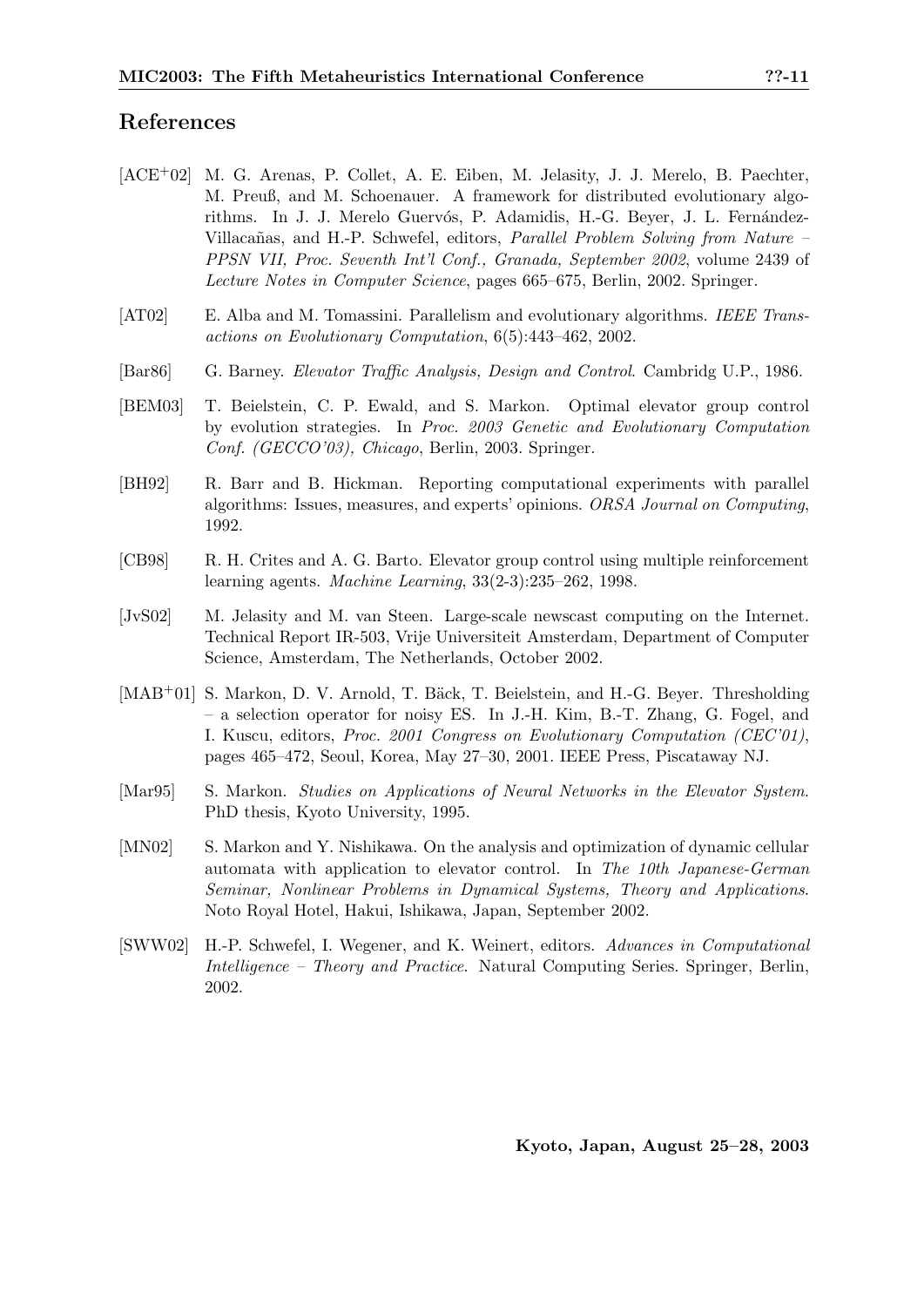## References

[ACE+02] M. G. Arenas, P. Collet, A. E. Eiben, M. Jelasity, J. J. Merelo, B. Paechter, M. Preuß, and M. Schoenauer. A framework for distributed evolutionary algorithms. In J. J. Merelo Guervós, P. Adamidis, H.-G. Beyer, J. L. Fernández-Villacañas, and H.-P. Schwefel, editors, *Parallel Problem Solving from Nature – PPSN VII, Proc. Seventh Int'l Conf., Granada, September 2002*, volume 2439 of *Lecture Notes in Computer Science*, pages 665–675, Berlin, 2002. Springer.

[AT02] E. Alba and M. Tomassini. Parallelism and evolutionary algorithms. *IEEE Transactions on Evolutionary Computation*, 6(5):443–462, 2002.

[Bar86] G. Barney. *Elevator Traffic Analysis, Design and Control*. Cambridg U.P., 1986.

[BEM03] T. Beielstein, C. P. Ewald, and S. Markon. Optimal elevator group control by evolution strategies. In *Proc. 2003 Genetic and Evolutionary Computation Conf. (GECCO'03), Chicago*, Berlin, 2003. Springer.

[BH92] R. Barr and B. Hickman. Reporting computational experiments with parallel algorithms: Issues, measures, and experts' opinions. *ORSA Journal on Computing*, 1992.

[CB98] R. H. Crites and A. G. Barto. Elevator group control using multiple reinforcement learning agents. *Machine Learning*, 33(2-3):235–262, 1998.

[JvS02] M. Jelasity and M. van Steen. Large-scale newscast computing on the Internet. Technical Report IR-503, Vrije Universiteit Amsterdam, Department of Computer Science, Amsterdam, The Netherlands, October 2002.

[MAB+01] S. Markon, D. V. Arnold, T. Bäck, T. Beielstein, and H.-G. Beyer. Thresholding – a selection operator for noisy ES. In J.-H. Kim, B.-T. Zhang, G. Fogel, and I. Kuscu, editors, *Proc. 2001 Congress on Evolutionary Computation (CEC'01)*, pages 465–472, Seoul, Korea, May 27–30, 2001. IEEE Press, Piscataway NJ.

[Mar95] S. Markon. *Studies on Applications of Neural Networks in the Elevator System*. PhD thesis, Kyoto University, 1995.

[MN02] S. Markon and Y. Nishikawa. On the analysis and optimization of dynamic cellular automata with application to elevator control. In *The 10th Japanese-German Seminar, Nonlinear Problems in Dynamical Systems, Theory and Applications*. Noto Royal Hotel, Hakui, Ishikawa, Japan, September 2002.

[SWW02] H.-P. Schwefel, I. Wegener, and K. Weinert, editors. *Advances in Computational Intelligence – Theory and Practice*. Natural Computing Series. Springer, Berlin, 2002.